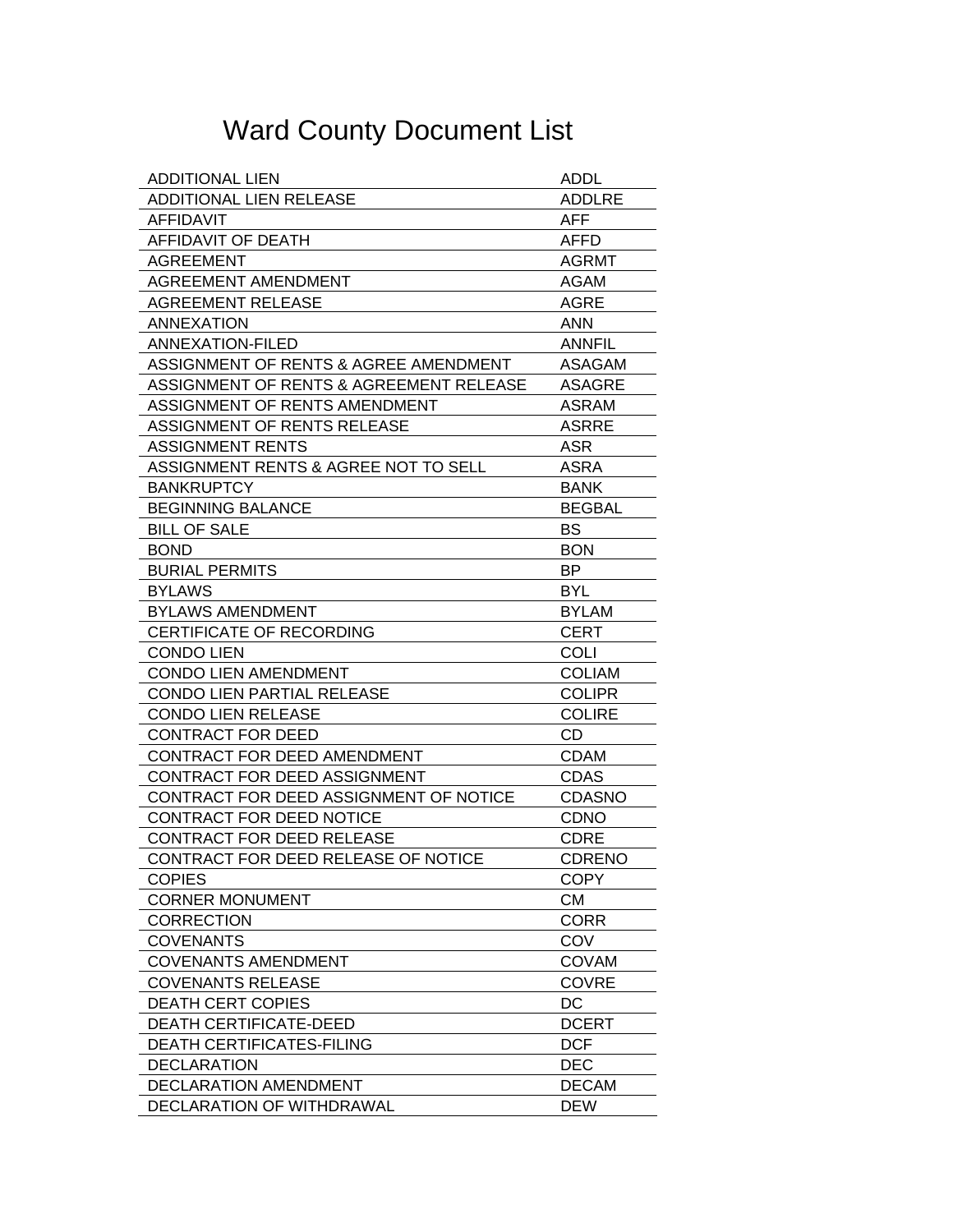# Ward County Document List

| | |
|---|---|
| ADDITIONAL LIEN | ADDL |
| ADDITIONAL LIEN RELEASE | ADDLRE |
| AFFIDAVIT | AFF |
| AFFIDAVIT OF DEATH | AFFD |
| AGREEMENT | AGRMT |
| AGREEMENT AMENDMENT | AGAM |
| AGREEMENT RELEASE | AGRE |
| ANNEXATION | ANN |
| ANNEXATION-FILED | ANNFIL |
| ASSIGNMENT OF RENTS & AGREE AMENDMENT | ASAGAM |
| ASSIGNMENT OF RENTS & AGREEMENT RELEASE | ASAGRE |
| ASSIGNMENT OF RENTS AMENDMENT | ASRAM |
| ASSIGNMENT OF RENTS RELEASE | ASRRE |
| ASSIGNMENT RENTS | ASR |
| ASSIGNMENT RENTS & AGREE NOT TO SELL | ASRA |
| BANKRUPTCY | BANK |
| BEGINNING BALANCE | BEGBAL |
| BILL OF SALE | BS |
| BOND | BON |
| BURIAL PERMITS | BP |
| BYLAWS | BYL |
| BYLAWS AMENDMENT | BYLAM |
| CERTIFICATE OF RECORDING | CERT |
| CONDO LIEN | COLI |
| CONDO LIEN AMENDMENT | COLIAM |
| CONDO LIEN PARTIAL RELEASE | COLIPR |
| CONDO LIEN RELEASE | COLIRE |
| CONTRACT FOR DEED | CD |
| CONTRACT FOR DEED AMENDMENT | CDAM |
| CONTRACT FOR DEED ASSIGNMENT | CDAS |
| CONTRACT FOR DEED ASSIGNMENT OF NOTICE | CDASNO |
| CONTRACT FOR DEED NOTICE | CDNO |
| CONTRACT FOR DEED RELEASE | CDRE |
| CONTRACT FOR DEED RELEASE OF NOTICE | CDRENO |
| COPIES | COPY |
| CORNER MONUMENT | CM |
| CORRECTION | CORR |
| COVENANTS | COV |
| COVENANTS AMENDMENT | COVAM |
| COVENANTS RELEASE | COVRE |
| DEATH CERT COPIES | DC |
| DEATH CERTIFICATE-DEED | DCERT |
| DEATH CERTIFICATES-FILING | DCF |
| DECLARATION | DEC |
| DECLARATION AMENDMENT | DECAM |
| DECLARATION OF WITHDRAWAL | DEW |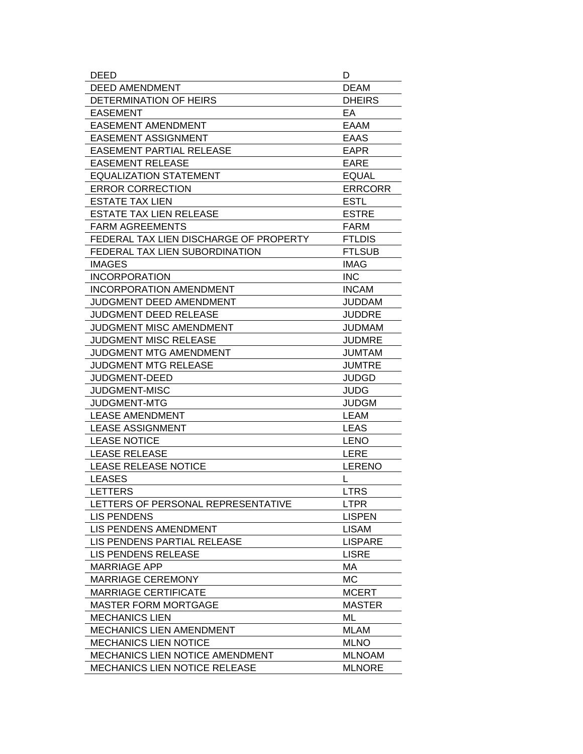| DEED | D |
| --- | --- |
| DEED AMENDMENT | DEAM |
| DETERMINATION OF HEIRS | DHEIRS |
| EASEMENT | EA |
| EASEMENT AMENDMENT | EAAM |
| EASEMENT ASSIGNMENT | EAAS |
| EASEMENT PARTIAL RELEASE | EAPR |
| EASEMENT RELEASE | EARE |
| EQUALIZATION STATEMENT | EQUAL |
| ERROR CORRECTION | ERRCORR |
| ESTATE TAX LIEN | ESTL |
| ESTATE TAX LIEN RELEASE | ESTRE |
| FARM AGREEMENTS | FARM |
| FEDERAL TAX LIEN DISCHARGE OF PROPERTY | FTLDIS |
| FEDERAL TAX LIEN SUBORDINATION | FTLSUB |
| IMAGES | IMAG |
| INCORPORATION | INC |
| INCORPORATION AMENDMENT | INCAM |
| JUDGMENT DEED AMENDMENT | JUDDAM |
| JUDGMENT DEED RELEASE | JUDDRE |
| JUDGMENT MISC AMENDMENT | JUDMAM |
| JUDGMENT MISC RELEASE | JUDMRE |
| JUDGMENT MTG AMENDMENT | JUMTAM |
| JUDGMENT MTG RELEASE | JUMTRE |
| JUDGMENT-DEED | JUDGD |
| JUDGMENT-MISC | JUDG |
| JUDGMENT-MTG | JUDGM |
| LEASE AMENDMENT | LEAM |
| LEASE ASSIGNMENT | LEAS |
| LEASE NOTICE | LENO |
| LEASE RELEASE | LERE |
| LEASE RELEASE NOTICE | LERENO |
| LEASES | L |
| LETTERS | LTRS |
| LETTERS OF PERSONAL REPRESENTATIVE | LTPR |
| LIS PENDENS | LISPEN |
| LIS PENDENS AMENDMENT | LISAM |
| LIS PENDENS PARTIAL RELEASE | LISPARE |
| LIS PENDENS RELEASE | LISRE |
| MARRIAGE APP | MA |
| MARRIAGE CEREMONY | MC |
| MARRIAGE CERTIFICATE | MCERT |
| MASTER FORM MORTGAGE | MASTER |
| MECHANICS LIEN | ML |
| MECHANICS LIEN AMENDMENT | MLAM |
| MECHANICS LIEN NOTICE | MLNO |
| MECHANICS LIEN NOTICE AMENDMENT | MLNOAM |
| MECHANICS LIEN NOTICE RELEASE | MLNORE |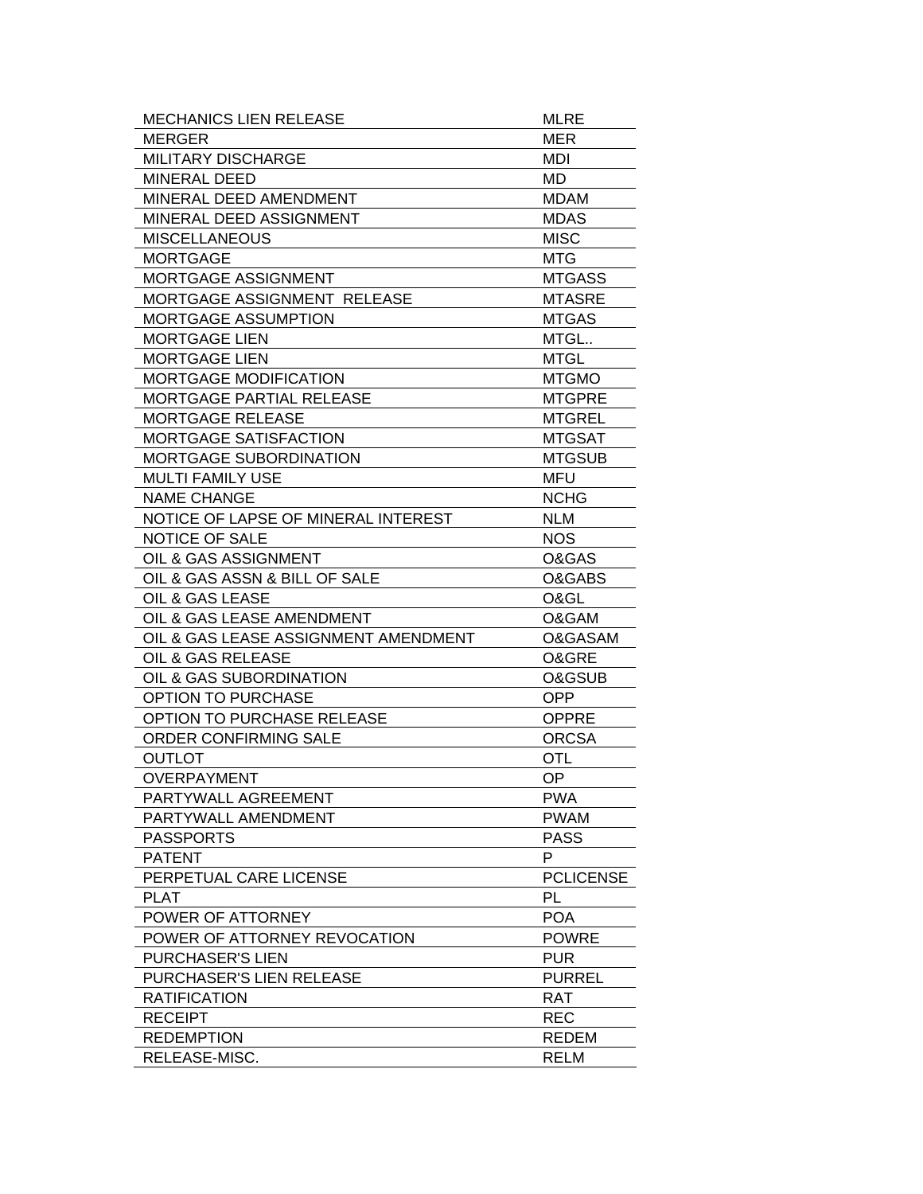| MECHANICS LIEN RELEASE | MLRE |
|---|---|
| MERGER | MER |
| MILITARY DISCHARGE | MDI |
| MINERAL DEED | MD |
| MINERAL DEED AMENDMENT | MDAM |
| MINERAL DEED ASSIGNMENT | MDAS |
| MISCELLANEOUS | MISC |
| MORTGAGE | MTG |
| MORTGAGE ASSIGNMENT | MTGASS |
| MORTGAGE ASSIGNMENT RELEASE | MTASRE |
| MORTGAGE ASSUMPTION | MTGAS |
| MORTGAGE LIEN | MTGL.. |
| MORTGAGE LIEN | MTGL |
| MORTGAGE MODIFICATION | MTGMO |
| MORTGAGE PARTIAL RELEASE | MTGPRE |
| MORTGAGE RELEASE | MTGREL |
| MORTGAGE SATISFACTION | MTGSAT |
| MORTGAGE SUBORDINATION | MTGSUB |
| MULTI FAMILY USE | MFU |
| NAME CHANGE | NCHG |
| NOTICE OF LAPSE OF MINERAL INTEREST | NLM |
| NOTICE OF SALE | NOS |
| OIL & GAS ASSIGNMENT | O&GAS |
| OIL & GAS ASSN & BILL OF SALE | O&GABS |
| OIL & GAS LEASE | O&GL |
| OIL & GAS LEASE AMENDMENT | O&GAM |
| OIL & GAS LEASE ASSIGNMENT AMENDMENT | O&GASAM |
| OIL & GAS RELEASE | O&GRE |
| OIL & GAS SUBORDINATION | O&GSUB |
| OPTION TO PURCHASE | OPP |
| OPTION TO PURCHASE RELEASE | OPPRE |
| ORDER CONFIRMING SALE | ORCSA |
| OUTLOT | OTL |
| OVERPAYMENT | OP |
| PARTYWALL AGREEMENT | PWA |
| PARTYWALL AMENDMENT | PWAM |
| PASSPORTS | PASS |
| PATENT | P |
| PERPETUAL CARE LICENSE | PCLICENSE |
| PLAT | PL |
| POWER OF ATTORNEY | POA |
| POWER OF ATTORNEY REVOCATION | POWRE |
| PURCHASER'S LIEN | PUR |
| PURCHASER'S LIEN RELEASE | PURREL |
| RATIFICATION | RAT |
| RECEIPT | REC |
| REDEMPTION | REDEM |
| RELEASE-MISC. | RELM |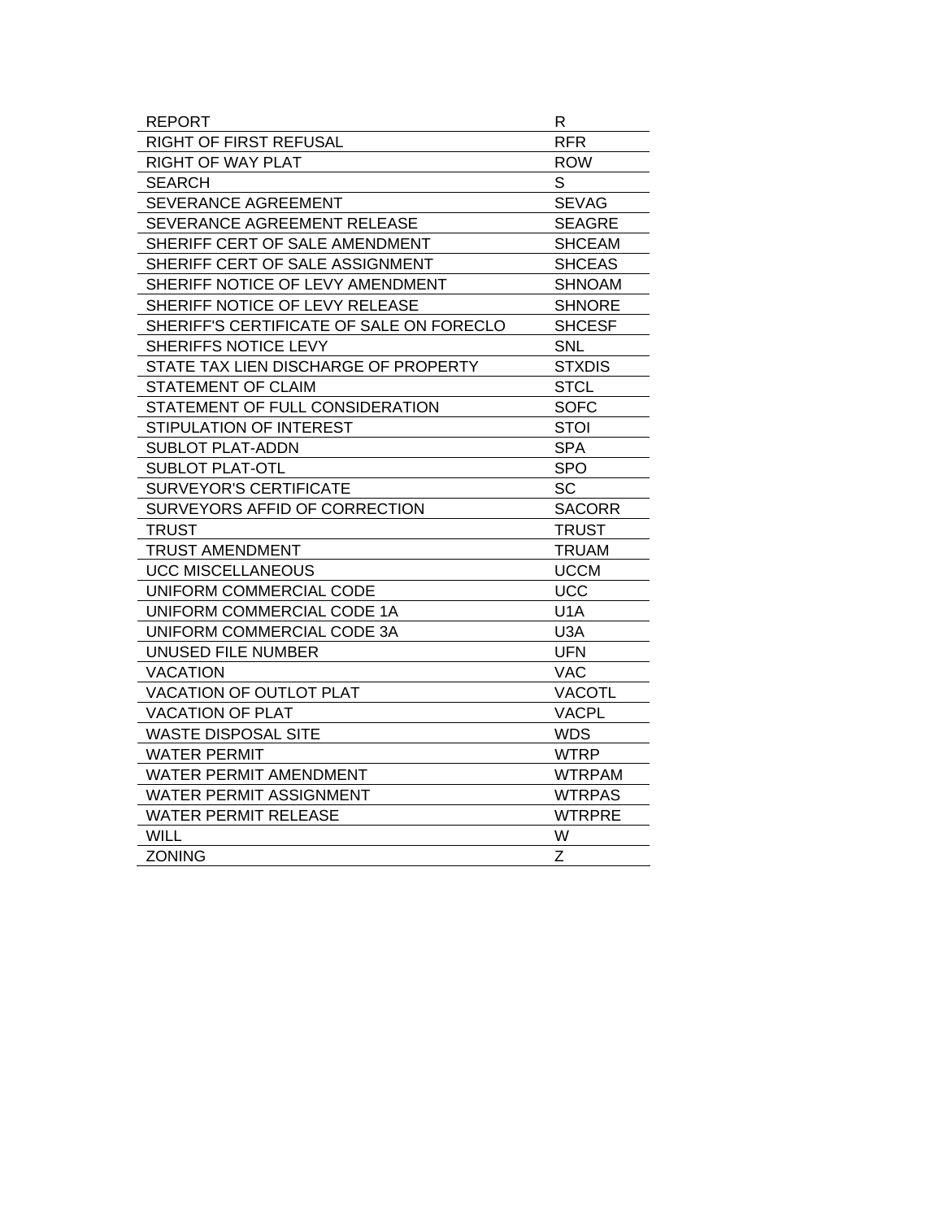| | |
|---|---|
| REPORT | R |
| RIGHT OF FIRST REFUSAL | RFR |
| RIGHT OF WAY PLAT | ROW |
| SEARCH | S |
| SEVERANCE AGREEMENT | SEVAG |
| SEVERANCE AGREEMENT RELEASE | SEAGRE |
| SHERIFF CERT OF SALE AMENDMENT | SHCEAM |
| SHERIFF CERT OF SALE ASSIGNMENT | SHCEAS |
| SHERIFF NOTICE OF LEVY AMENDMENT | SHNOAM |
| SHERIFF NOTICE OF LEVY RELEASE | SHNORE |
| SHERIFF'S CERTIFICATE OF SALE ON FORECLO | SHCESF |
| SHERIFFS NOTICE LEVY | SNL |
| STATE TAX LIEN DISCHARGE OF PROPERTY | STXDIS |
| STATEMENT OF CLAIM | STCL |
| STATEMENT OF FULL CONSIDERATION | SOFC |
| STIPULATION OF INTEREST | STOI |
| SUBLOT PLAT-ADDN | SPA |
| SUBLOT PLAT-OTL | SPO |
| SURVEYOR'S CERTIFICATE | SC |
| SURVEYORS AFFID OF CORRECTION | SACORR |
| TRUST | TRUST |
| TRUST AMENDMENT | TRUAM |
| UCC MISCELLANEOUS | UCCM |
| UNIFORM COMMERCIAL CODE | UCC |
| UNIFORM COMMERCIAL CODE 1A | U1A |
| UNIFORM COMMERCIAL CODE 3A | U3A |
| UNUSED FILE NUMBER | UFN |
| VACATION | VAC |
| VACATION OF OUTLOT PLAT | VACOTL |
| VACATION OF PLAT | VACPL |
| WASTE DISPOSAL SITE | WDS |
| WATER PERMIT | WTRP |
| WATER PERMIT AMENDMENT | WTRPAM |
| WATER PERMIT ASSIGNMENT | WTRPAS |
| WATER PERMIT RELEASE | WTRPRE |
| WILL | W |
| ZONING | Z |